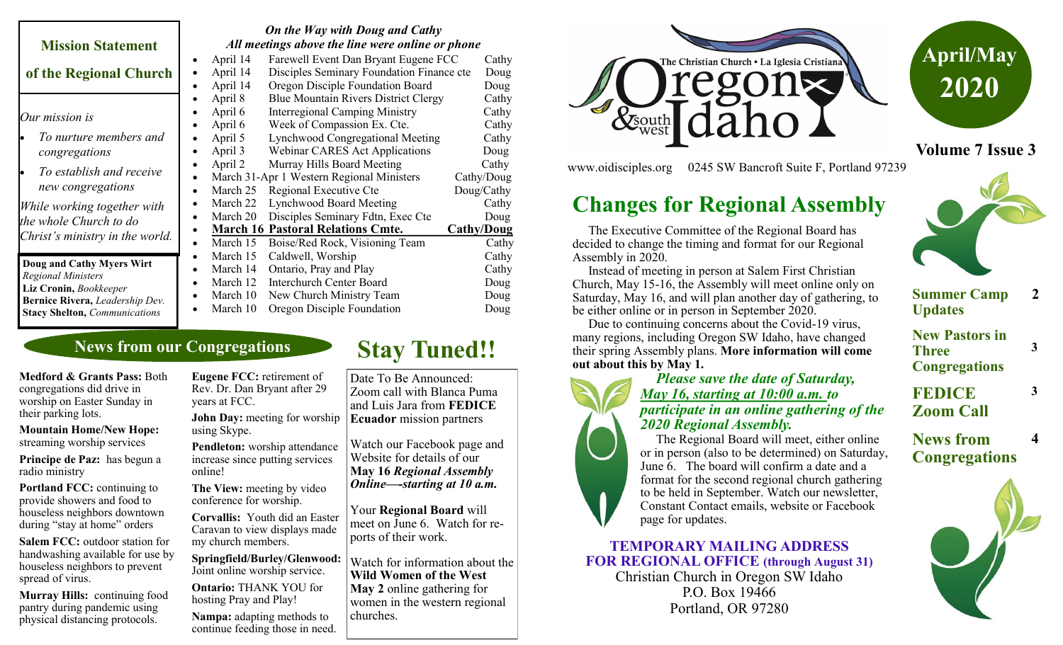## Mission Statement of the Regional Church

*Our mission is*

- *To nurture members and congregations*
- *To establish and receive new congregations*

*While working together with the whole Church to do Christ's ministry in the world.*

**Doug and Cathy Myers Wirt** *Regional Ministers*
**Liz Cronin,** *Bookkeeper*
**Bernice Rivera,** *Leadership Dev.*
**Stacy Shelton,** *Communications*

### *On the Way with Doug and Cathy*
### *All meetings above the line were online or phone*

- April 14 — Farewell Event Dan Bryant Eugene FCC — Cathy
- April 14 — Disciples Seminary Foundation Finance cte — Doug
- April 14 — Oregon Disciple Foundation Board — Doug
- April 8 — Blue Mountain Rivers District Clergy — Cathy
- April 6 — Interregional Camping Ministry — Cathy
- April 6 — Week of Compassion Ex. Cte. — Cathy
- April 5 — Lynchwood Congregational Meeting — Cathy
- April 3 — Webinar CARES Act Applications — Doug
- April 2 — Murray Hills Board Meeting — Cathy
- March 31-Apr 1 — Western Regional Ministers — Cathy/Doug
- March 25 — Regional Executive Cte — Doug/Cathy
- March 22 — Lynchwood Board Meeting — Cathy
- March 20 — Disciples Seminary Fdtn, Exec Cte — Doug
- **March 16 — Pastoral Relations Cmte. — Cathy/Doug**
- March 15 — Boise/Red Rock, Visioning Team — Cathy
- March 15 — Caldwell, Worship — Cathy
- March 14 — Ontario, Pray and Play — Cathy
- March 12 — Interchurch Center Board — Doug
- March 10 — New Church Ministry Team — Doug
- March 10 — Oregon Disciple Foundation — Doug

## News from our Congregations

**Medford & Grants Pass:** Both congregations did drive in worship on Easter Sunday in their parking lots.

**Mountain Home/New Hope:** streaming worship services

**Principe de Paz:** has begun a radio ministry

**Portland FCC:** continuing to provide showers and food to houseless neighbors downtown during "stay at home" orders

**Salem FCC:** outdoor station for handwashing available for use by houseless neighbors to prevent spread of virus.

**Murray Hills:** continuing food pantry during pandemic using physical distancing protocols.

**Eugene FCC:** retirement of Rev. Dr. Dan Bryant after 29 years at FCC.

**John Day:** meeting for worship using Skype.

**Pendleton:** worship attendance increase since putting services online!

**The View:** meeting by video conference for worship.

**Corvallis:** Youth did an Easter Caravan to view displays made my church members.

**Springfield/Burley/Glenwood:** Joint online worship service.

**Ontario:** THANK YOU for hosting Pray and Play!

**Nampa:** adapting methods to continue feeding those in need.

## Stay Tuned!!

Date To Be Announced: Zoom call with Blanca Puma and Luis Jara from **FEDICE Ecuador** mission partners

Watch our Facebook page and Website for details of our **May 16** ***Regional Assembly Online—starting at 10 a.m.***

Your **Regional Board** will meet on June 6. Watch for reports of their work.

Watch for information about the **Wild Women of the West May 2** online gathering for women in the western regional churches.

The Christian Church • La Iglesia Cristiana — Oregon & southwest Idaho

www.oidisciples.org 0245 SW Bancroft Suite F, Portland 97239

**April/May 2020**

**Volume 7 Issue 3**

# Changes for Regional Assembly

The Executive Committee of the Regional Board has decided to change the timing and format for our Regional Assembly in 2020.

Instead of meeting in person at Salem First Christian Church, May 15-16, the Assembly will meet online only on Saturday, May 16, and will plan another day of gathering, to be either online or in person in September 2020.

Due to continuing concerns about the Covid-19 virus, many regions, including Oregon SW Idaho, have changed their spring Assembly plans. **More information will come out about this by May 1.**

***Please save the date of Saturday, May 16, starting at 10:00 a.m. to participate in an online gathering of the 2020 Regional Assembly.***

The Regional Board will meet, either online or in person (also to be determined) on Saturday, June 6. The board will confirm a date and a format for the second regional church gathering to be held in September. Watch our newsletter, Constant Contact emails, website or Facebook page for updates.

**TEMPORARY MAILING ADDRESS FOR REGIONAL OFFICE (through August 31)**
Christian Church in Oregon SW Idaho
P.O. Box 19466
Portland, OR 97280

| | |
|---|---|
| **Summer Camp Updates** | 2 |
| **New Pastors in Three Congregations** | 3 |
| **FEDICE Zoom Call** | 3 |
| **News from Congregations** | 4 |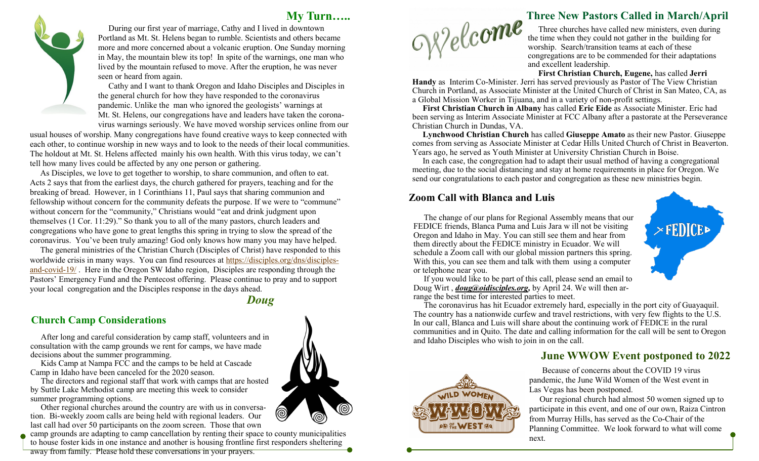## My Turn…..

During our first year of marriage, Cathy and I lived in downtown Portland as Mt. St. Helens began to rumble. Scientists and others became more and more concerned about a volcanic eruption. One Sunday morning in May, the mountain blew its top! In spite of the warnings, one man who lived by the mountain refused to move. After the eruption, he was never seen or heard from again.

Cathy and I want to thank Oregon and Idaho Disciples and Disciples in the general church for how they have responded to the coronavirus pandemic. Unlike the man who ignored the geologists' warnings at Mt. St. Helens, our congregations have and leaders have taken the coronavirus warnings seriously. We have moved worship services online from our usual houses of worship. Many congregations have found creative ways to keep connected with each other, to continue worship in new ways and to look to the needs of their local communities. The holdout at Mt. St. Helens affected mainly his own health. With this virus today, we can't tell how many lives could be affected by any one person or gathering.

As Disciples, we love to get together to worship, to share communion, and often to eat. Acts 2 says that from the earliest days, the church gathered for prayers, teaching and for the breaking of bread. However, in 1 Corinthians 11, Paul says that sharing communion and fellowship without concern for the community defeats the purpose. If we were to "commune" without concern for the "community," Christians would "eat and drink judgment upon themselves (1 Cor. 11:29)." So thank you to all of the many pastors, church leaders and congregations who have gone to great lengths this spring in trying to slow the spread of the coronavirus. You've been truly amazing! God only knows how many you may have helped.

The general ministries of the Christian Church (Disciples of Christ) have responded to this worldwide crisis in many ways. You can find resources at https://disciples.org/dns/disciples-and-covid-19/ . Here in the Oregon SW Idaho region, Disciples are responding through the Pastors' Emergency Fund and the Pentecost offering. Please continue to pray and to support your local congregation and the Disciples response in the days ahead.

***Doug***

## Church Camp Considerations

After long and careful consideration by camp staff, volunteers and in consultation with the camp grounds we rent for camps, we have made decisions about the summer programming.

Kids Camp at Nampa FCC and the camps to be held at Cascade Camp in Idaho have been canceled for the 2020 season.

The directors and regional staff that work with camps that are hosted by Suttle Lake Methodist camp are meeting this week to consider summer programming options.

Other regional churches around the country are with us in conversation. Bi-weekly zoom calls are being held with regional leaders. Our last call had over 50 participants on the zoom screen. Those that own camp grounds are adapting to camp cancellation by renting their space to county municipalities to house foster kids in one instance and another is housing frontline first responders sheltering away from family. Please hold these conversations in your prayers.

## Three New Pastors Called in March/April

Three churches have called new ministers, even during the time when they could not gather in the building for worship. Search/transition teams at each of these congregations are to be commended for their adaptations and excellent leadership.

**First Christian Church, Eugene,** has called **Jerri Handy** as Interim Co-Minister. Jerri has served previously as Pastor of The View Christian Church in Portland, as Associate Minister at the United Church of Christ in San Mateo, CA, as a Global Mission Worker in Tijuana, and in a variety of non-profit settings.

**First Christian Church in Albany** has called **Eric Eide** as Associate Minister. Eric had been serving as Interim Associate Minister at FCC Albany after a pastorate at the Perseverance Christian Church in Dundas, VA.

**Lynchwood Christian Church** has called **Giuseppe Amato** as their new Pastor. Giuseppe comes from serving as Associate Minister at Cedar Hills United Church of Christ in Beaverton. Years ago, he served as Youth Minister at University Christian Church in Boise.

In each case, the congregation had to adapt their usual method of having a congregational meeting, due to the social distancing and stay at home requirements in place for Oregon. We send our congratulations to each pastor and congregation as these new ministries begin.

## Zoom Call with Blanca and Luis

The change of our plans for Regional Assembly means that our FEDICE friends, Blanca Puma and Luis Jara will not be visiting Oregon and Idaho in May. You can still see them and hear from them directly about the FEDICE ministry in Ecuador. We will schedule a Zoom call with our global mission partners this spring. With this, you can see them and talk with them using a computer or telephone near you.

If you would like to be part of this call, please send an email to Doug Wirt , ***doug@oidisciples.org***, by April 24. We will then arrange the best time for interested parties to meet.

The coronavirus has hit Ecuador extremely hard, especially in the port city of Guayaquil. The country has a nationwide curfew and travel restrictions, with very few flights to the U.S. In our call, Blanca and Luis will share about the continuing work of FEDICE in the rural communities and in Quito. The date and calling information for the call will be sent to Oregon and Idaho Disciples who wish to join in on the call.

## June WWOW Event postponed to 2022

Because of concerns about the COVID 19 virus pandemic, the June Wild Women of the West event in Las Vegas has been postponed.

Our regional church had almost 50 women signed up to participate in this event, and one of our own, Raiza Cintron from Murray Hills, has served as the Co-Chair of the Planning Committee. We look forward to what will come next.